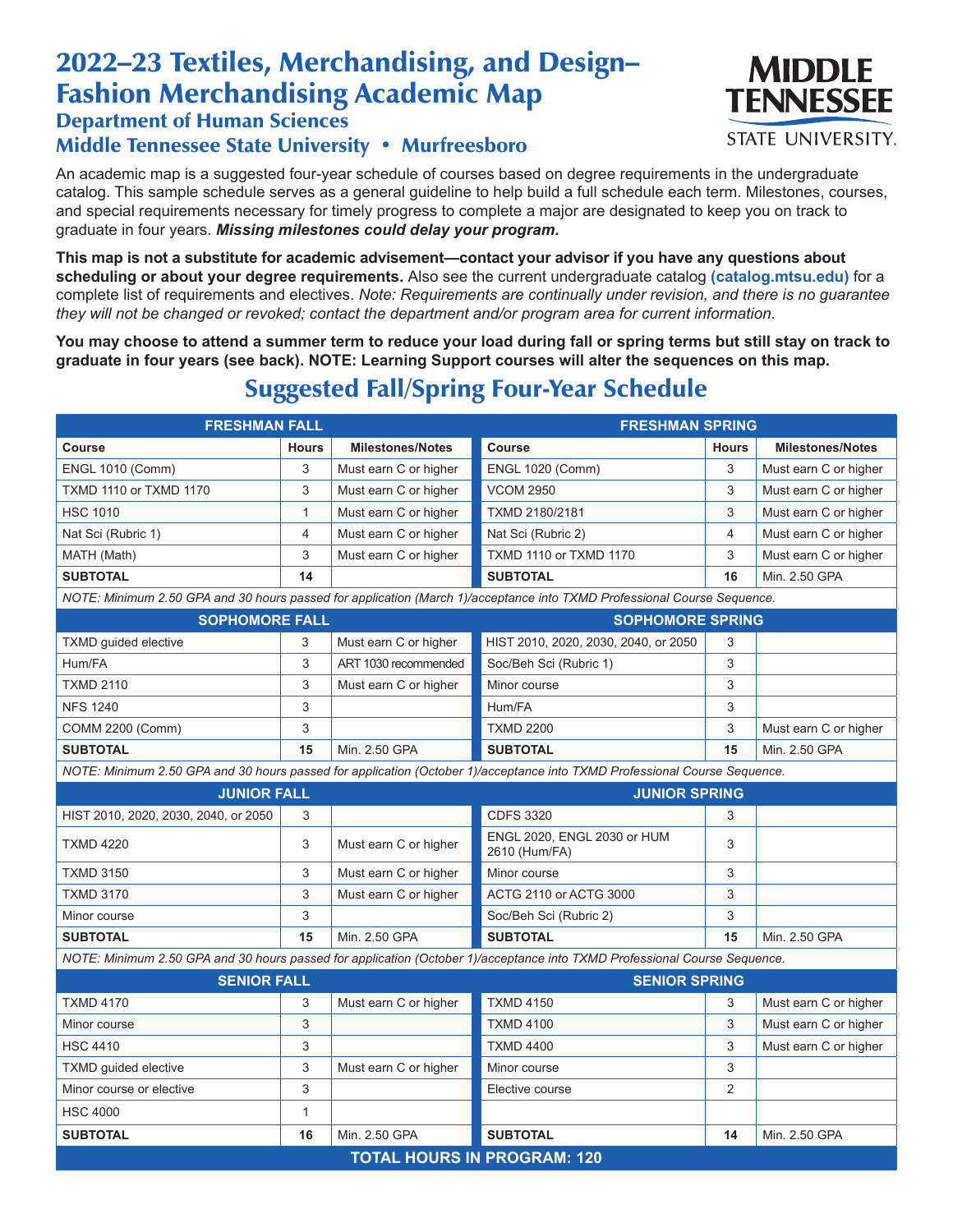# 2022–23 Textiles, Merchandising, and Design–Fashion Merchandising Academic Map

## Department of Human Sciences

## Middle Tennessee State University • Murfreesboro

An academic map is a suggested four-year schedule of courses based on degree requirements in the undergraduate catalog. This sample schedule serves as a general guideline to help build a full schedule each term. Milestones, courses, and special requirements necessary for timely progress to complete a major are designated to keep you on track to graduate in four years. ***Missing milestones could delay your program.***

**This map is not a substitute for academic advisement—contact your advisor if you have any questions about scheduling or about your degree requirements.** Also see the current undergraduate catalog **(catalog.mtsu.edu)** for a complete list of requirements and electives. *Note: Requirements are continually under revision, and there is no guarantee they will not be changed or revoked; contact the department and/or program area for current information.*

**You may choose to attend a summer term to reduce your load during fall or spring terms but still stay on track to graduate in four years (see back). NOTE: Learning Support courses will alter the sequences on this map.**

## Suggested Fall/Spring Four-Year Schedule

| FRESHMAN FALL | | | FRESHMAN SPRING | | |
|---|---|---|---|---|---|
| **Course** | **Hours** | **Milestones/Notes** | **Course** | **Hours** | **Milestones/Notes** |
| ENGL 1010 (Comm) | 3 | Must earn C or higher | ENGL 1020 (Comm) | 3 | Must earn C or higher |
| TXMD 1110 or TXMD 1170 | 3 | Must earn C or higher | VCOM 2950 | 3 | Must earn C or higher |
| HSC 1010 | 1 | Must earn C or higher | TXMD 2180/2181 | 3 | Must earn C or higher |
| Nat Sci (Rubric 1) | 4 | Must earn C or higher | Nat Sci (Rubric 2) | 4 | Must earn C or higher |
| MATH (Math) | 3 | Must earn C or higher | TXMD 1110 or TXMD 1170 | 3 | Must earn C or higher |
| **SUBTOTAL** | **14** | | **SUBTOTAL** | **16** | Min. 2.50 GPA |
| *NOTE: Minimum 2.50 GPA and 30 hours passed for application (March 1)/acceptance into TXMD Professional Course Sequence.* | | | | | |
| **SOPHOMORE FALL** | | | **SOPHOMORE SPRING** | | |
| TXMD guided elective | 3 | Must earn C or higher | HIST 2010, 2020, 2030, 2040, or 2050 | 3 | |
| Hum/FA | 3 | ART 1030 recommended | Soc/Beh Sci (Rubric 1) | 3 | |
| TXMD 2110 | 3 | Must earn C or higher | Minor course | 3 | |
| NFS 1240 | 3 | | Hum/FA | 3 | |
| COMM 2200 (Comm) | 3 | | TXMD 2200 | 3 | Must earn C or higher |
| **SUBTOTAL** | **15** | Min. 2.50 GPA | **SUBTOTAL** | **15** | Min. 2.50 GPA |
| *NOTE: Minimum 2.50 GPA and 30 hours passed for application (October 1)/acceptance into TXMD Professional Course Sequence.* | | | | | |
| **JUNIOR FALL** | | | **JUNIOR SPRING** | | |
| HIST 2010, 2020, 2030, 2040, or 2050 | 3 | | CDFS 3320 | 3 | |
| TXMD 4220 | 3 | Must earn C or higher | ENGL 2020, ENGL 2030 or HUM 2610 (Hum/FA) | 3 | |
| TXMD 3150 | 3 | Must earn C or higher | Minor course | 3 | |
| TXMD 3170 | 3 | Must earn C or higher | ACTG 2110 or ACTG 3000 | 3 | |
| Minor course | 3 | | Soc/Beh Sci (Rubric 2) | 3 | |
| **SUBTOTAL** | **15** | Min. 2.50 GPA | **SUBTOTAL** | **15** | Min. 2.50 GPA |
| *NOTE: Minimum 2.50 GPA and 30 hours passed for application (October 1)/acceptance into TXMD Professional Course Sequence.* | | | | | |
| **SENIOR FALL** | | | **SENIOR SPRING** | | |
| TXMD 4170 | 3 | Must earn C or higher | TXMD 4150 | 3 | Must earn C or higher |
| Minor course | 3 | | TXMD 4100 | 3 | Must earn C or higher |
| HSC 4410 | 3 | | TXMD 4400 | 3 | Must earn C or higher |
| TXMD guided elective | 3 | Must earn C or higher | Minor course | 3 | |
| Minor course or elective | 3 | | Elective course | 2 | |
| HSC 4000 | 1 | | | | |
| **SUBTOTAL** | **16** | Min. 2.50 GPA | **SUBTOTAL** | **14** | Min. 2.50 GPA |
| **TOTAL HOURS IN PROGRAM: 120** | | | | | |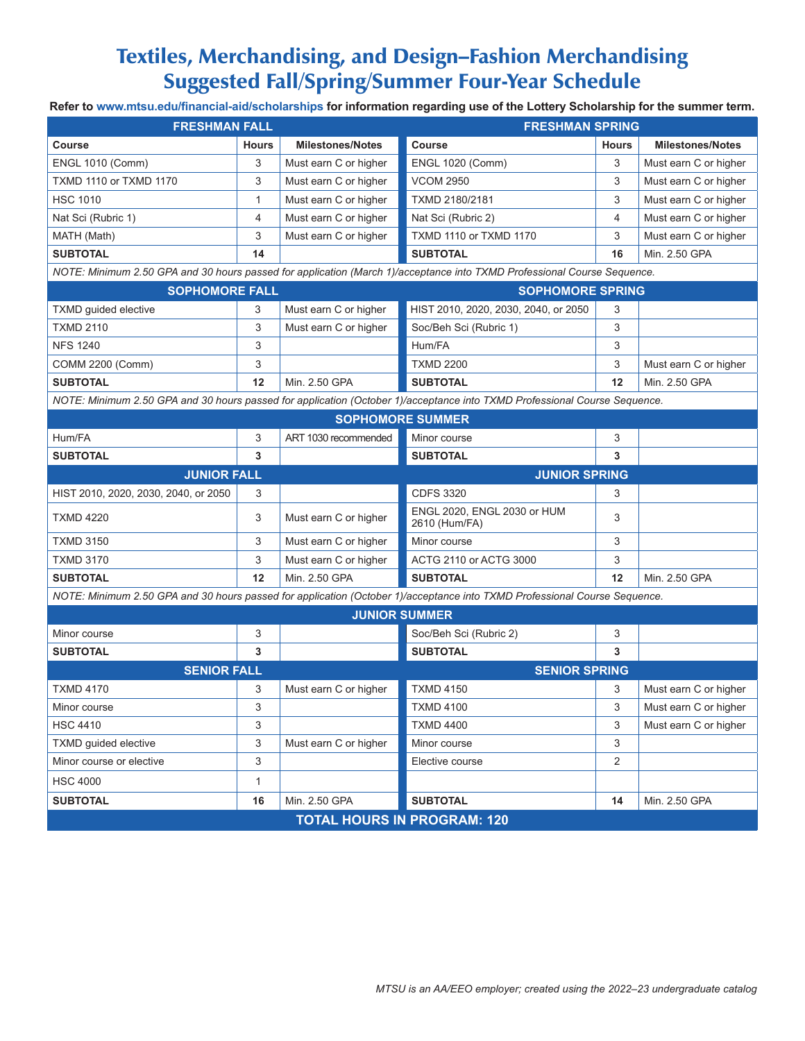# Textiles, Merchandising, and Design–Fashion Merchandising Suggested Fall/Spring/Summer Four-Year Schedule

**Refer to www.mtsu.edu/financial-aid/scholarships for information regarding use of the Lottery Scholarship for the summer term.**

| FRESHMAN FALL | | | FRESHMAN SPRING | | |
|---|---|---|---|---|---|
| **Course** | **Hours** | **Milestones/Notes** | **Course** | **Hours** | **Milestones/Notes** |
| ENGL 1010 (Comm) | 3 | Must earn C or higher | ENGL 1020 (Comm) | 3 | Must earn C or higher |
| TXMD 1110 or TXMD 1170 | 3 | Must earn C or higher | VCOM 2950 | 3 | Must earn C or higher |
| HSC 1010 | 1 | Must earn C or higher | TXMD 2180/2181 | 3 | Must earn C or higher |
| Nat Sci (Rubric 1) | 4 | Must earn C or higher | Nat Sci (Rubric 2) | 4 | Must earn C or higher |
| MATH (Math) | 3 | Must earn C or higher | TXMD 1110 or TXMD 1170 | 3 | Must earn C or higher |
| **SUBTOTAL** | **14** | | **SUBTOTAL** | **16** | Min. 2.50 GPA |
| *NOTE: Minimum 2.50 GPA and 30 hours passed for application (March 1)/acceptance into TXMD Professional Course Sequence.* | | | | | |
| **SOPHOMORE FALL** | | | **SOPHOMORE SPRING** | | |
| TXMD guided elective | 3 | Must earn C or higher | HIST 2010, 2020, 2030, 2040, or 2050 | 3 | |
| TXMD 2110 | 3 | Must earn C or higher | Soc/Beh Sci (Rubric 1) | 3 | |
| NFS 1240 | 3 | | Hum/FA | 3 | |
| COMM 2200 (Comm) | 3 | | TXMD 2200 | 3 | Must earn C or higher |
| **SUBTOTAL** | **12** | Min. 2.50 GPA | **SUBTOTAL** | **12** | Min. 2.50 GPA |
| *NOTE: Minimum 2.50 GPA and 30 hours passed for application (October 1)/acceptance into TXMD Professional Course Sequence.* | | | | | |
| **SOPHOMORE SUMMER** | | | | | |
| Hum/FA | 3 | ART 1030 recommended | Minor course | 3 | |
| **SUBTOTAL** | **3** | | **SUBTOTAL** | **3** | |
| **JUNIOR FALL** | | | **JUNIOR SPRING** | | |
| HIST 2010, 2020, 2030, 2040, or 2050 | 3 | | CDFS 3320 | 3 | |
| TXMD 4220 | 3 | Must earn C or higher | ENGL 2020, ENGL 2030 or HUM 2610 (Hum/FA) | 3 | |
| TXMD 3150 | 3 | Must earn C or higher | Minor course | 3 | |
| TXMD 3170 | 3 | Must earn C or higher | ACTG 2110 or ACTG 3000 | 3 | |
| **SUBTOTAL** | **12** | Min. 2.50 GPA | **SUBTOTAL** | **12** | Min. 2.50 GPA |
| *NOTE: Minimum 2.50 GPA and 30 hours passed for application (October 1)/acceptance into TXMD Professional Course Sequence.* | | | | | |
| **JUNIOR SUMMER** | | | | | |
| Minor course | 3 | | Soc/Beh Sci (Rubric 2) | 3 | |
| **SUBTOTAL** | **3** | | **SUBTOTAL** | **3** | |
| **SENIOR FALL** | | | **SENIOR SPRING** | | |
| TXMD 4170 | 3 | Must earn C or higher | TXMD 4150 | 3 | Must earn C or higher |
| Minor course | 3 | | TXMD 4100 | 3 | Must earn C or higher |
| HSC 4410 | 3 | | TXMD 4400 | 3 | Must earn C or higher |
| TXMD guided elective | 3 | Must earn C or higher | Minor course | 3 | |
| Minor course or elective | 3 | | Elective course | 2 | |
| HSC 4000 | 1 | | | | |
| **SUBTOTAL** | **16** | Min. 2.50 GPA | **SUBTOTAL** | **14** | Min. 2.50 GPA |
| **TOTAL HOURS IN PROGRAM: 120** | | | | | |

*MTSU is an AA/EEO employer; created using the 2022–23 undergraduate catalog*